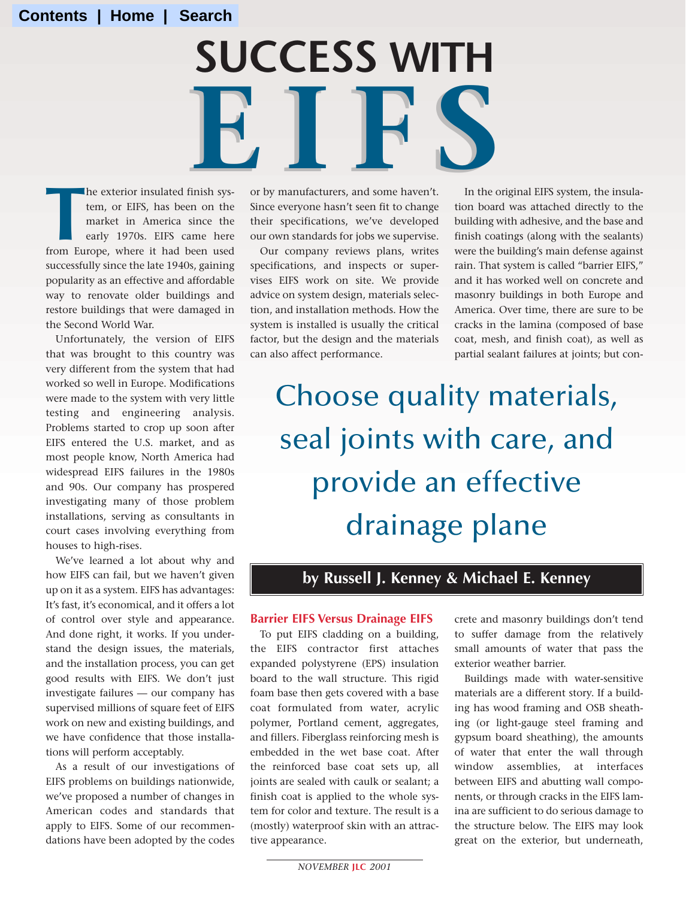# SUCCESS WITH EIFS

## Choose quality materials, seal joints with care, and provide an effective drainage plane

**by Russell J. Kenney & Michael E. Kenney**

The exterior insulated finish system, or EIFS, has been on the market in America since the early 1970s. EIFS came here from Europe, where it had been used successfully since the late 1940s, gaining popularity as an effective and affordable way to renovate older buildings and restore buildings that were damaged in the Second World War.

Unfortunately, the version of EIFS that was brought to this country was very different from the system that had worked so well in Europe. Modifications were made to the system with very little testing and engineering analysis. Problems started to crop up soon after EIFS entered the U.S. market, and as most people know, North America had widespread EIFS failures in the 1980s and 90s. Our company has prospered investigating many of those problem installations, serving as consultants in court cases involving everything from houses to high-rises.

We've learned a lot about why and how EIFS can fail, but we haven't given up on it as a system. EIFS has advantages: It's fast, it's economical, and it offers a lot of control over style and appearance. And done right, it works. If you understand the design issues, the materials, and the installation process, you can get good results with EIFS. We don't just investigate failures — our company has supervised millions of square feet of EIFS work on new and existing buildings, and we have confidence that those installations will perform acceptably.

As a result of our investigations of EIFS problems on buildings nationwide, we've proposed a number of changes in American codes and standards that apply to EIFS. Some of our recommendations have been adopted by the codes or by manufacturers, and some haven't. Since everyone hasn't seen fit to change their specifications, we've developed our own standards for jobs we supervise.

Our company reviews plans, writes specifications, and inspects or supervises EIFS work on site. We provide advice on system design, materials selection, and installation methods. How the system is installed is usually the critical factor, but the design and the materials can also affect performance.

### Barrier EIFS Versus Drainage EIFS

To put EIFS cladding on a building, the EIFS contractor first attaches expanded polystyrene (EPS) insulation board to the wall structure. This rigid foam base then gets covered with a base coat formulated from water, acrylic polymer, Portland cement, aggregates, and fillers. Fiberglass reinforcing mesh is embedded in the wet base coat. After the reinforced base coat sets up, all joints are sealed with caulk or sealant; a finish coat is applied to the whole system for color and texture. The result is a (mostly) waterproof skin with an attractive appearance.

In the original EIFS system, the insulation board was attached directly to the building with adhesive, and the base and finish coatings (along with the sealants) were the building's main defense against rain. That system is called "barrier EIFS," and it has worked well on concrete and masonry buildings in both Europe and America. Over time, there are sure to be cracks in the lamina (composed of base coat, mesh, and finish coat), as well as partial sealant failures at joints; but concrete and masonry buildings don't tend to suffer damage from the relatively small amounts of water that pass the exterior weather barrier.

Buildings made with water-sensitive materials are a different story. If a building has wood framing and OSB sheathing (or light-gauge steel framing and gypsum board sheathing), the amounts of water that enter the wall through window assemblies, at interfaces between EIFS and abutting wall components, or through cracks in the EIFS lamina are sufficient to do serious damage to the structure below. The EIFS may look great on the exterior, but underneath,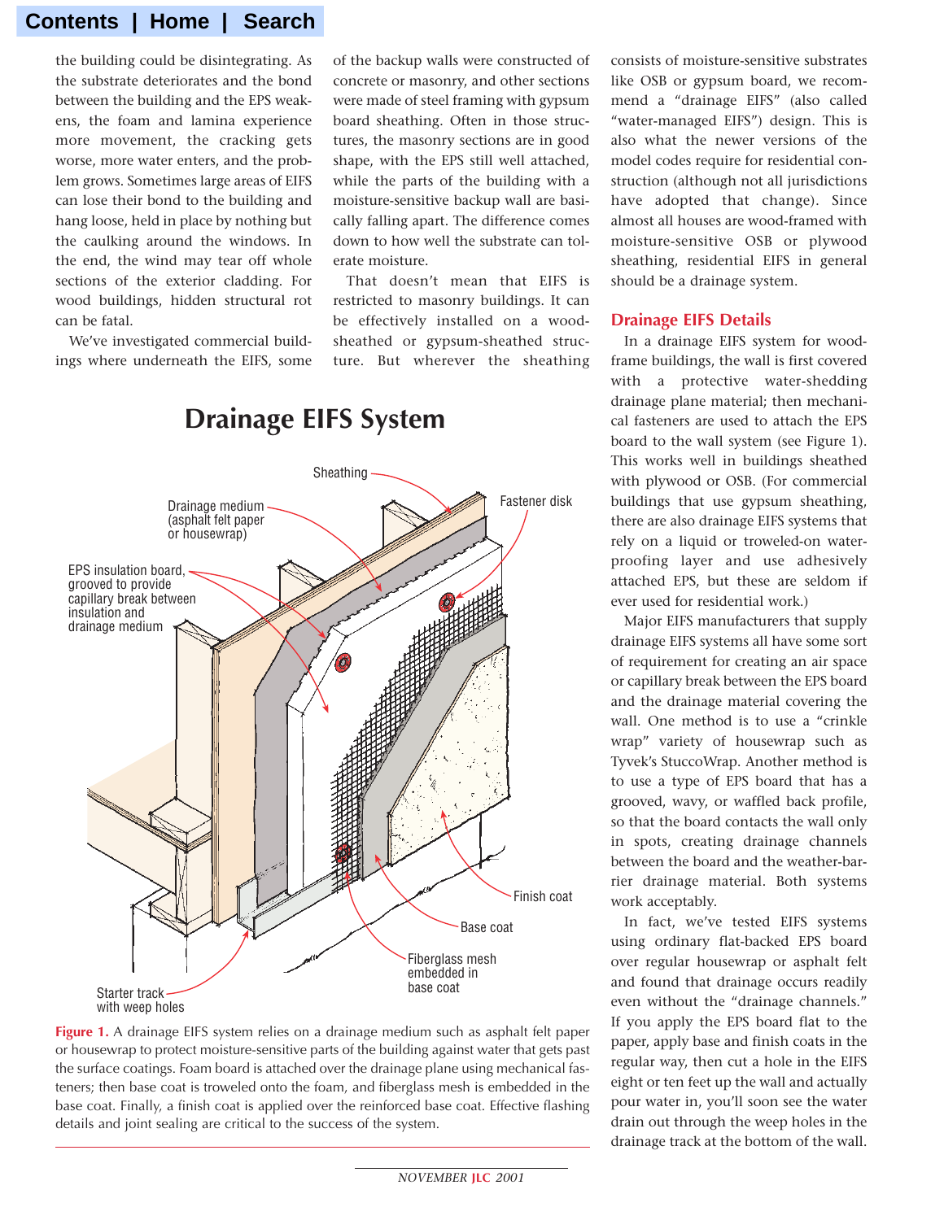the building could be disintegrating. As the substrate deteriorates and the bond between the building and the EPS weakens, the foam and lamina experience more movement, the cracking gets worse, more water enters, and the problem grows. Sometimes large areas of EIFS can lose their bond to the building and hang loose, held in place by nothing but the caulking around the windows. In the end, the wind may tear off whole sections of the exterior cladding. For wood buildings, hidden structural rot can be fatal.

We've investigated commercial buildings where underneath the EIFS, some of the backup walls were constructed of concrete or masonry, and other sections were made of steel framing with gypsum board sheathing. Often in those structures, the masonry sections are in good shape, with the EPS still well attached, while the parts of the building with a moisture-sensitive backup wall are basically falling apart. The difference comes down to how well the substrate can tolerate moisture.

That doesn't mean that EIFS is restricted to masonry buildings. It can be effectively installed on a wood-sheathed or gypsum-sheathed structure. But wherever the sheathing consists of moisture-sensitive substrates like OSB or gypsum board, we recommend a "drainage EIFS" (also called "water-managed EIFS") design. This is also what the newer versions of the model codes require for residential construction (although not all jurisdictions have adopted that change). Since almost all houses are wood-framed with moisture-sensitive OSB or plywood sheathing, residential EIFS in general should be a drainage system.

## Drainage EIFS System

Sheathing

Drainage medium (asphalt felt paper or housewrap)

Fastener disk

EPS insulation board, grooved to provide capillary break between insulation and drainage medium

Finish coat

Base coat

Fiberglass mesh embedded in base coat

Starter track with weep holes

**Figure 1.** A drainage EIFS system relies on a drainage medium such as asphalt felt paper or housewrap to protect moisture-sensitive parts of the building against water that gets past the surface coatings. Foam board is attached over the drainage plane using mechanical fasteners; then base coat is troweled onto the foam, and fiberglass mesh is embedded in the base coat. Finally, a finish coat is applied over the reinforced base coat. Effective flashing details and joint sealing are critical to the success of the system.

## Drainage EIFS Details

In a drainage EIFS system for wood-frame buildings, the wall is first covered with a protective water-shedding drainage plane material; then mechanical fasteners are used to attach the EPS board to the wall system (see Figure 1). This works well in buildings sheathed with plywood or OSB. (For commercial buildings that use gypsum sheathing, there are also drainage EIFS systems that rely on a liquid or troweled-on waterproofing layer and use adhesively attached EPS, but these are seldom if ever used for residential work.)

Major EIFS manufacturers that supply drainage EIFS systems all have some sort of requirement for creating an air space or capillary break between the EPS board and the drainage material covering the wall. One method is to use a "crinkle wrap" variety of housewrap such as Tyvek's StuccoWrap. Another method is to use a type of EPS board that has a grooved, wavy, or waffled back profile, so that the board contacts the wall only in spots, creating drainage channels between the board and the weather-barrier drainage material. Both systems work acceptably.

In fact, we've tested EIFS systems using ordinary flat-backed EPS board over regular housewrap or asphalt felt and found that drainage occurs readily even without the "drainage channels." If you apply the EPS board flat to the paper, apply base and finish coats in the regular way, then cut a hole in the EIFS eight or ten feet up the wall and actually pour water in, you'll soon see the water drain out through the weep holes in the drainage track at the bottom of the wall.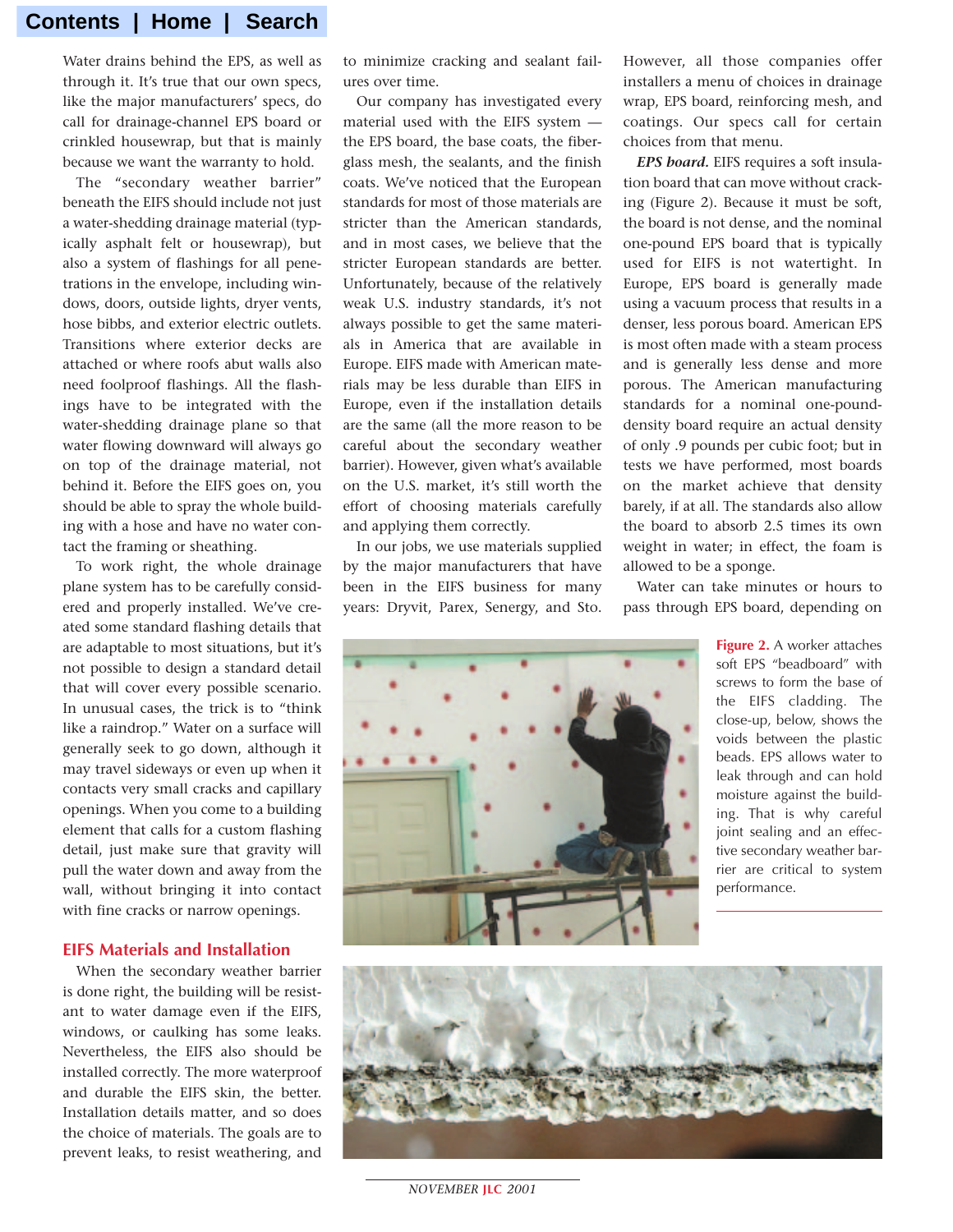Water drains behind the EPS, as well as through it. It's true that our own specs, like the major manufacturers' specs, do call for drainage-channel EPS board or crinkled housewrap, but that is mainly because we want the warranty to hold.

The "secondary weather barrier" beneath the EIFS should include not just a water-shedding drainage material (typically asphalt felt or housewrap), but also a system of flashings for all penetrations in the envelope, including windows, doors, outside lights, dryer vents, hose bibbs, and exterior electric outlets. Transitions where exterior decks are attached or where roofs abut walls also need foolproof flashings. All the flashings have to be integrated with the water-shedding drainage plane so that water flowing downward will always go on top of the drainage material, not behind it. Before the EIFS goes on, you should be able to spray the whole building with a hose and have no water contact the framing or sheathing.

To work right, the whole drainage plane system has to be carefully considered and properly installed. We've created some standard flashing details that are adaptable to most situations, but it's not possible to design a standard detail that will cover every possible scenario. In unusual cases, the trick is to "think like a raindrop." Water on a surface will generally seek to go down, although it may travel sideways or even up when it contacts very small cracks and capillary openings. When you come to a building element that calls for a custom flashing detail, just make sure that gravity will pull the water down and away from the wall, without bringing it into contact with fine cracks or narrow openings.

## EIFS Materials and Installation

When the secondary weather barrier is done right, the building will be resistant to water damage even if the EIFS, windows, or caulking has some leaks. Nevertheless, the EIFS also should be installed correctly. The more waterproof and durable the EIFS skin, the better. Installation details matter, and so does the choice of materials. The goals are to prevent leaks, to resist weathering, and to minimize cracking and sealant failures over time.

Our company has investigated every material used with the EIFS system — the EPS board, the base coats, the fiberglass mesh, the sealants, and the finish coats. We've noticed that the European standards for most of those materials are stricter than the American standards, and in most cases, we believe that the stricter European standards are better. Unfortunately, because of the relatively weak U.S. industry standards, it's not always possible to get the same materials in America that are available in Europe. EIFS made with American materials may be less durable than EIFS in Europe, even if the installation details are the same (all the more reason to be careful about the secondary weather barrier). However, given what's available on the U.S. market, it's still worth the effort of choosing materials carefully and applying them correctly.

In our jobs, we use materials supplied by the major manufacturers that have been in the EIFS business for many years: Dryvit, Parex, Senergy, and Sto. However, all those companies offer installers a menu of choices in drainage wrap, EPS board, reinforcing mesh, and coatings. Our specs call for certain choices from that menu.

***EPS board.*** EIFS requires a soft insulation board that can move without cracking (Figure 2). Because it must be soft, the board is not dense, and the nominal one-pound EPS board that is typically used for EIFS is not watertight. In Europe, EPS board is generally made using a vacuum process that results in a denser, less porous board. American EPS is most often made with a steam process and is generally less dense and more porous. The American manufacturing standards for a nominal one-pound-density board require an actual density of only .9 pounds per cubic foot; but in tests we have performed, most boards on the market achieve that density barely, if at all. The standards also allow the board to absorb 2.5 times its own weight in water; in effect, the foam is allowed to be a sponge.

Water can take minutes or hours to pass through EPS board, depending on

**Figure 2.** A worker attaches soft EPS "beadboard" with screws to form the base of the EIFS cladding. The close-up, below, shows the voids between the plastic beads. EPS allows water to leak through and can hold moisture against the building. That is why careful joint sealing and an effective secondary weather barrier are critical to system performance.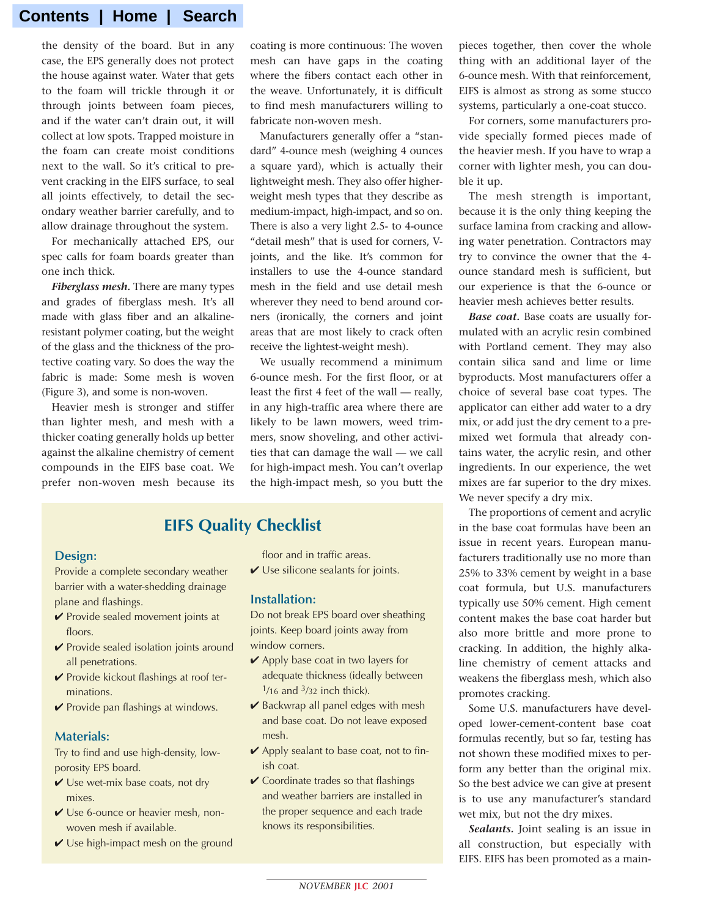the density of the board. But in any case, the EPS generally does not protect the house against water. Water that gets to the foam will trickle through it or through joints between foam pieces, and if the water can't drain out, it will collect at low spots. Trapped moisture in the foam can create moist conditions next to the wall. So it's critical to prevent cracking in the EIFS surface, to seal all joints effectively, to detail the secondary weather barrier carefully, and to allow drainage throughout the system.

For mechanically attached EPS, our spec calls for foam boards greater than one inch thick.

***Fiberglass mesh.*** There are many types and grades of fiberglass mesh. It's all made with glass fiber and an alkaline-resistant polymer coating, but the weight of the glass and the thickness of the protective coating vary. So does the way the fabric is made: Some mesh is woven (Figure 3), and some is non-woven.

Heavier mesh is stronger and stiffer than lighter mesh, and mesh with a thicker coating generally holds up better against the alkaline chemistry of cement compounds in the EIFS base coat. We prefer non-woven mesh because its coating is more continuous: The woven mesh can have gaps in the coating where the fibers contact each other in the weave. Unfortunately, it is difficult to find mesh manufacturers willing to fabricate non-woven mesh.

Manufacturers generally offer a "standard" 4-ounce mesh (weighing 4 ounces a square yard), which is actually their lightweight mesh. They also offer higher-weight mesh types that they describe as medium-impact, high-impact, and so on. There is also a very light 2.5- to 4-ounce "detail mesh" that is used for corners, V-joints, and the like. It's common for installers to use the 4-ounce standard mesh in the field and use detail mesh wherever they need to bend around corners (ironically, the corners and joint areas that are most likely to crack often receive the lightest-weight mesh).

We usually recommend a minimum 6-ounce mesh. For the first floor, or at least the first 4 feet of the wall — really, in any high-traffic area where there are likely to be lawn mowers, weed trimmers, snow shoveling, and other activities that can damage the wall — we call for high-impact mesh. You can't overlap the high-impact mesh, so you butt the pieces together, then cover the whole thing with an additional layer of the 6-ounce mesh. With that reinforcement, EIFS is almost as strong as some stucco systems, particularly a one-coat stucco.

For corners, some manufacturers provide specially formed pieces made of the heavier mesh. If you have to wrap a corner with lighter mesh, you can double it up.

The mesh strength is important, because it is the only thing keeping the surface lamina from cracking and allowing water penetration. Contractors may try to convince the owner that the 4-ounce standard mesh is sufficient, but our experience is that the 6-ounce or heavier mesh achieves better results.

***Base coat.*** Base coats are usually formulated with an acrylic resin combined with Portland cement. They may also contain silica sand and lime or lime byproducts. Most manufacturers offer a choice of several base coat types. The applicator can either add water to a dry mix, or add just the dry cement to a premixed wet formula that already contains water, the acrylic resin, and other ingredients. In our experience, the wet mixes are far superior to the dry mixes. We never specify a dry mix.

The proportions of cement and acrylic in the base coat formulas have been an issue in recent years. European manufacturers traditionally use no more than 25% to 33% cement by weight in a base coat formula, but U.S. manufacturers typically use 50% cement. High cement content makes the base coat harder but also more brittle and more prone to cracking. In addition, the highly alkaline chemistry of cement attacks and weakens the fiberglass mesh, which also promotes cracking.

Some U.S. manufacturers have developed lower-cement-content base coat formulas recently, but so far, testing has not shown these modified mixes to perform any better than the original mix. So the best advice we can give at present is to use any manufacturer's standard wet mix, but not the dry mixes.

***Sealants.*** Joint sealing is an issue in all construction, but especially with EIFS. EIFS has been promoted as a main-

## EIFS Quality Checklist

### Design:

Provide a complete secondary weather barrier with a water-shedding drainage plane and flashings.

- ✔ Provide sealed movement joints at floors.
- ✔ Provide sealed isolation joints around all penetrations.
- ✔ Provide kickout flashings at roof terminations.
- ✔ Provide pan flashings at windows.

### Materials:

Try to find and use high-density, low-porosity EPS board.

- ✔ Use wet-mix base coats, not dry mixes.
- ✔ Use 6-ounce or heavier mesh, non-woven mesh if available.
- ✔ Use high-impact mesh on the ground floor and in traffic areas.
- ✔ Use silicone sealants for joints.

### Installation:

Do not break EPS board over sheathing joints. Keep board joints away from window corners.

- ✔ Apply base coat in two layers for adequate thickness (ideally between 1/16 and 3/32 inch thick).
- ✔ Backwrap all panel edges with mesh and base coat. Do not leave exposed mesh.
- ✔ Apply sealant to base coat, not to finish coat.
- ✔ Coordinate trades so that flashings and weather barriers are installed in the proper sequence and each trade knows its responsibilities.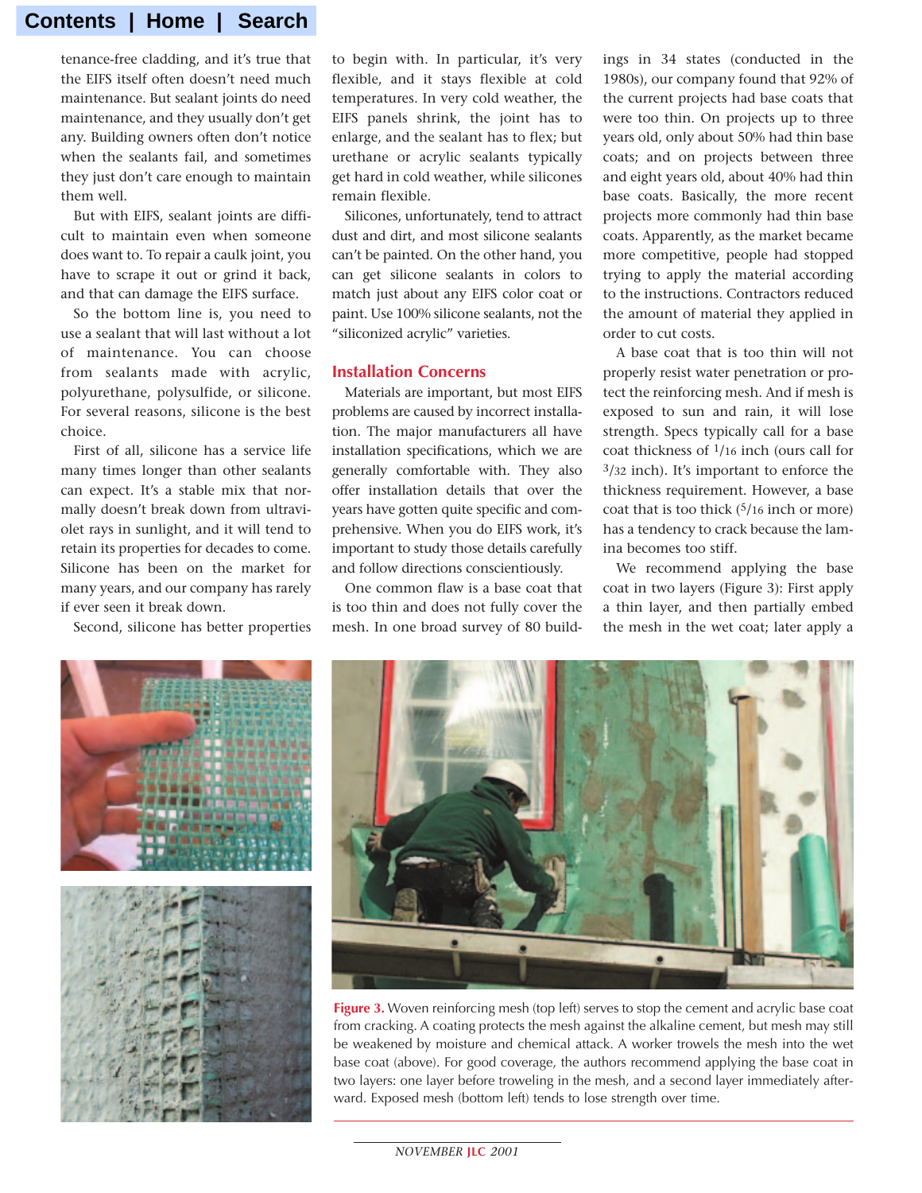tenance-free cladding, and it's true that the EIFS itself often doesn't need much maintenance. But sealant joints do need maintenance, and they usually don't get any. Building owners often don't notice when the sealants fail, and sometimes they just don't care enough to maintain them well.

But with EIFS, sealant joints are difficult to maintain even when someone does want to. To repair a caulk joint, you have to scrape it out or grind it back, and that can damage the EIFS surface.

So the bottom line is, you need to use a sealant that will last without a lot of maintenance. You can choose from sealants made with acrylic, polyurethane, polysulfide, or silicone. For several reasons, silicone is the best choice.

First of all, silicone has a service life many times longer than other sealants can expect. It's a stable mix that normally doesn't break down from ultraviolet rays in sunlight, and it will tend to retain its properties for decades to come. Silicone has been on the market for many years, and our company has rarely if ever seen it break down.

Second, silicone has better properties to begin with. In particular, it's very flexible, and it stays flexible at cold temperatures. In very cold weather, the EIFS panels shrink, the joint has to enlarge, and the sealant has to flex; but urethane or acrylic sealants typically get hard in cold weather, while silicones remain flexible.

Silicones, unfortunately, tend to attract dust and dirt, and most silicone sealants can't be painted. On the other hand, you can get silicone sealants in colors to match just about any EIFS color coat or paint. Use 100% silicone sealants, not the "siliconized acrylic" varieties.

## Installation Concerns

Materials are important, but most EIFS problems are caused by incorrect installation. The major manufacturers all have installation specifications, which we are generally comfortable with. They also offer installation details that over the years have gotten quite specific and comprehensive. When you do EIFS work, it's important to study those details carefully and follow directions conscientiously.

One common flaw is a base coat that is too thin and does not fully cover the mesh. In one broad survey of 80 buildings in 34 states (conducted in the 1980s), our company found that 92% of the current projects had base coats that were too thin. On projects up to three years old, only about 50% had thin base coats; and on projects between three and eight years old, about 40% had thin base coats. Basically, the more recent projects more commonly had thin base coats. Apparently, as the market became more competitive, people had stopped trying to apply the material according to the instructions. Contractors reduced the amount of material they applied in order to cut costs.

A base coat that is too thin will not properly resist water penetration or protect the reinforcing mesh. And if mesh is exposed to sun and rain, it will lose strength. Specs typically call for a base coat thickness of 1/16 inch (ours call for 3/32 inch). It's important to enforce the thickness requirement. However, a base coat that is too thick (5/16 inch or more) has a tendency to crack because the lamina becomes too stiff.

We recommend applying the base coat in two layers (Figure 3): First apply a thin layer, and then partially embed the mesh in the wet coat; later apply a

**Figure 3.** Woven reinforcing mesh (top left) serves to stop the cement and acrylic base coat from cracking. A coating protects the mesh against the alkaline cement, but mesh may still be weakened by moisture and chemical attack. A worker trowels the mesh into the wet base coat (above). For good coverage, the authors recommend applying the base coat in two layers: one layer before troweling in the mesh, and a second layer immediately afterward. Exposed mesh (bottom left) tends to lose strength over time.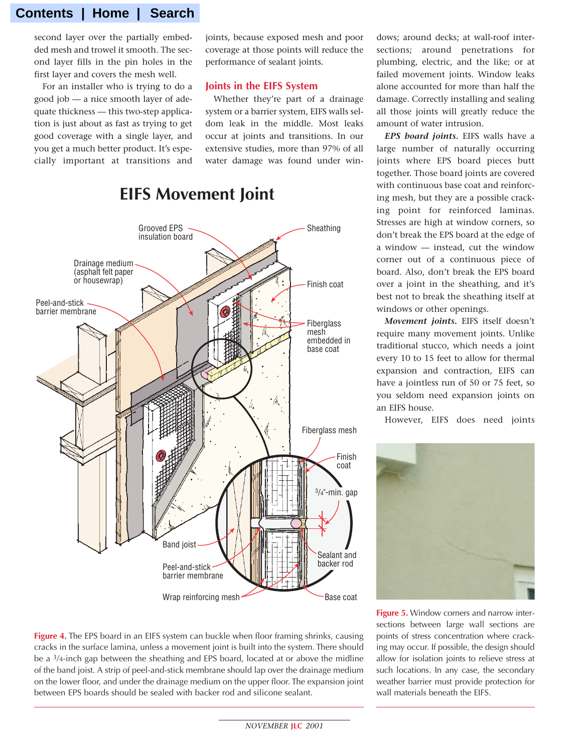second layer over the partially embedded mesh and trowel it smooth. The second layer fills in the pin holes in the first layer and covers the mesh well.

For an installer who is trying to do a good job — a nice smooth layer of adequate thickness — this two-step application is just about as fast as trying to get good coverage with a single layer, and you get a much better product. It's especially important at transitions and joints, because exposed mesh and poor coverage at those points will reduce the performance of sealant joints.

## Joints in the EIFS System

Whether they're part of a drainage system or a barrier system, EIFS walls seldom leak in the middle. Most leaks occur at joints and transitions. In our extensive studies, more than 97% of all water damage was found under windows; around decks; at wall-roof intersections; around penetrations for plumbing, electric, and the like; or at failed movement joints. Window leaks alone accounted for more than half the damage. Correctly installing and sealing all those joints will greatly reduce the amount of water intrusion.

***EPS board joints.*** EIFS walls have a large number of naturally occurring joints where EPS board pieces butt together. Those board joints are covered with continuous base coat and reinforcing mesh, but they are a possible cracking point for reinforced laminas. Stresses are high at window corners, so don't break the EPS board at the edge of a window — instead, cut the window corner out of a continuous piece of board. Also, don't break the EPS board over a joint in the sheathing, and it's best not to break the sheathing itself at windows or other openings.

***Movement joints.*** EIFS itself doesn't require many movement joints. Unlike traditional stucco, which needs a joint every 10 to 15 feet to allow for thermal expansion and contraction, EIFS can have a jointless run of 50 or 75 feet, so you seldom need expansion joints on an EIFS house.

However, EIFS does need joints

## EIFS Movement Joint

**Figure 4.** The EPS board in an EIFS system can buckle when floor framing shrinks, causing cracks in the surface lamina, unless a movement joint is built into the system. There should be a 3/4-inch gap between the sheathing and EPS board, located at or above the midline of the band joist. A strip of peel-and-stick membrane should lap over the drainage medium on the lower floor, and under the drainage medium on the upper floor. The expansion joint between EPS boards should be sealed with backer rod and silicone sealant.

**Figure 5.** Window corners and narrow intersections between large wall sections are points of stress concentration where cracking may occur. If possible, the design should allow for isolation joints to relieve stress at such locations. In any case, the secondary weather barrier must provide protection for wall materials beneath the EIFS.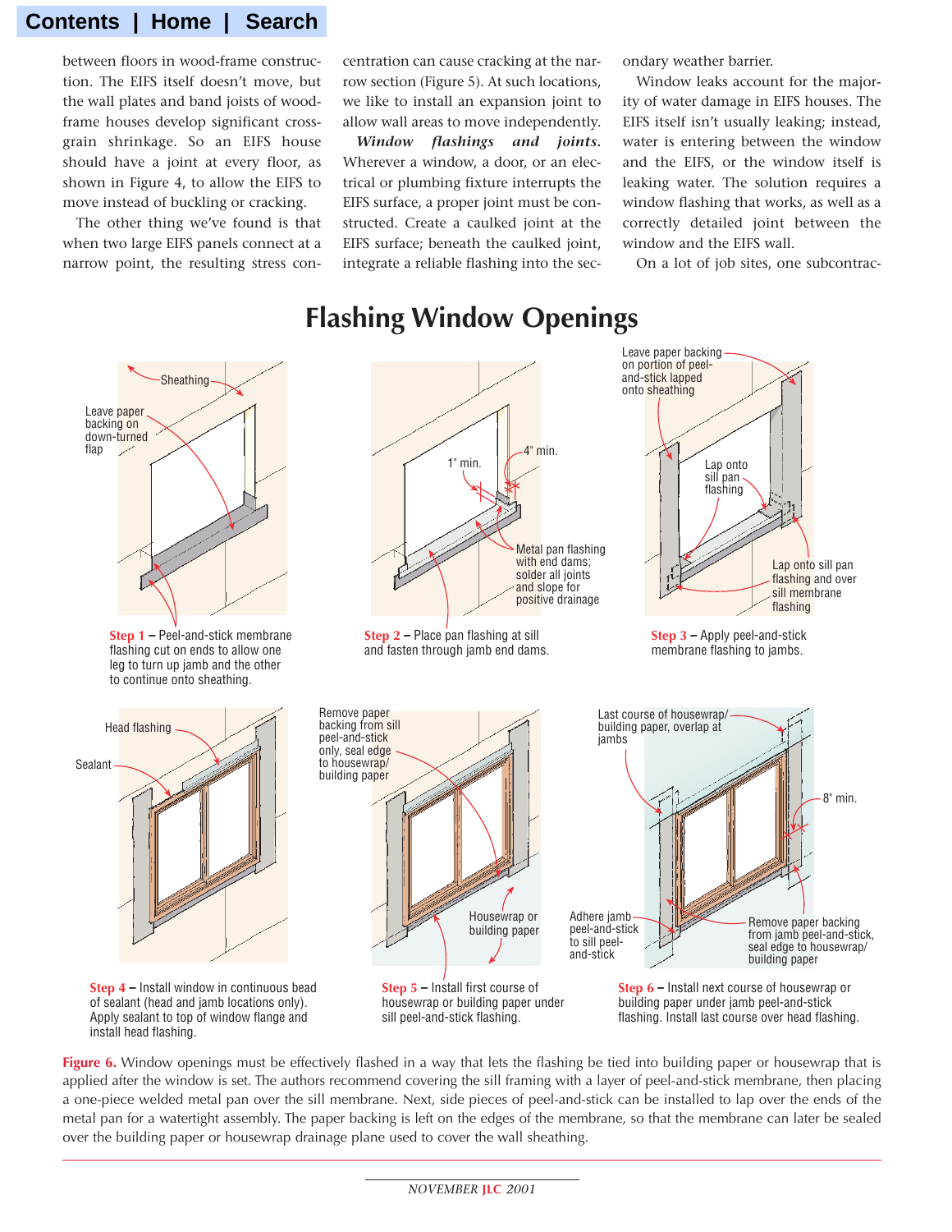between floors in wood-frame construction. The EIFS itself doesn't move, but the wall plates and band joists of wood-frame houses develop significant cross-grain shrinkage. So an EIFS house should have a joint at every floor, as shown in Figure 4, to allow the EIFS to move instead of buckling or cracking.

The other thing we've found is that when two large EIFS panels connect at a narrow point, the resulting stress concentration can cause cracking at the narrow section (Figure 5). At such locations, we like to install an expansion joint to allow wall areas to move independently.

***Window flashings and joints.*** Wherever a window, a door, or an electrical or plumbing fixture interrupts the EIFS surface, a proper joint must be constructed. Create a caulked joint at the EIFS surface; beneath the caulked joint, integrate a reliable flashing into the secondary weather barrier.

Window leaks account for the majority of water damage in EIFS houses. The EIFS itself isn't usually leaking; instead, water is entering between the window and the EIFS, or the window itself is leaking water. The solution requires a window flashing that works, as well as a correctly detailed joint between the window and the EIFS wall.

On a lot of job sites, one subcontrac-

## Flashing Window Openings

Sheathing

Leave paper backing on down-turned flap

**Step 1** – Peel-and-stick membrane flashing cut on ends to allow one leg to turn up jamb and the other to continue onto sheathing.

1" min.

4" min.

Metal pan flashing with end dams; solder all joints and slope for positive drainage

**Step 2** – Place pan flashing at sill and fasten through jamb end dams.

Leave paper backing on portion of peel-and-stick lapped onto sheathing

Lap onto sill pan flashing

Lap onto sill pan flashing and over sill membrane flashing

**Step 3** – Apply peel-and-stick membrane flashing to jambs.

Head flashing

Sealant

**Step 4** – Install window in continuous bead of sealant (head and jamb locations only). Apply sealant to top of window flange and install head flashing.

Remove paper backing from sill peel-and-stick only, seal edge to housewrap/building paper

Housewrap or building paper

**Step 5** – Install first course of housewrap or building paper under sill peel-and-stick flashing.

Last course of housewrap/building paper, overlap at jambs

8" min.

Adhere jamb peel-and-stick to sill peel-and-stick

Remove paper backing from jamb peel-and-stick, seal edge to housewrap/building paper

**Step 6** – Install next course of housewrap or building paper under jamb peel-and-stick flashing. Install last course over head flashing.

**Figure 6.** Window openings must be effectively flashed in a way that lets the flashing be tied into building paper or housewrap that is applied after the window is set. The authors recommend covering the sill framing with a layer of peel-and-stick membrane, then placing a one-piece welded metal pan over the sill membrane. Next, side pieces of peel-and-stick can be installed to lap over the ends of the metal pan for a watertight assembly. The paper backing is left on the edges of the membrane, so that the membrane can later be sealed over the building paper or housewrap drainage plane used to cover the wall sheathing.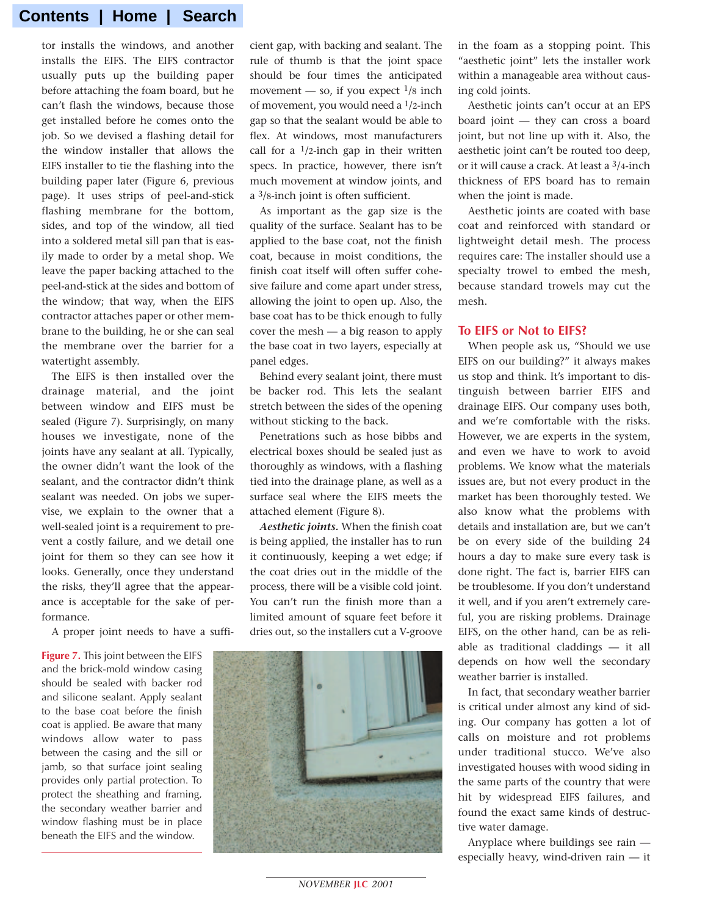tor installs the windows, and another installs the EIFS. The EIFS contractor usually puts up the building paper before attaching the foam board, but he can't flash the windows, because those get installed before he comes onto the job. So we devised a flashing detail for the window installer that allows the EIFS installer to tie the flashing into the building paper later (Figure 6, previous page). It uses strips of peel-and-stick flashing membrane for the bottom, sides, and top of the window, all tied into a soldered metal sill pan that is easily made to order by a metal shop. We leave the paper backing attached to the peel-and-stick at the sides and bottom of the window; that way, when the EIFS contractor attaches paper or other membrane to the building, he or she can seal the membrane over the barrier for a watertight assembly.

The EIFS is then installed over the drainage material, and the joint between window and EIFS must be sealed (Figure 7). Surprisingly, on many houses we investigate, none of the joints have any sealant at all. Typically, the owner didn't want the look of the sealant, and the contractor didn't think sealant was needed. On jobs we supervise, we explain to the owner that a well-sealed joint is a requirement to prevent a costly failure, and we detail one joint for them so they can see how it looks. Generally, once they understand the risks, they'll agree that the appearance is acceptable for the sake of performance.

A proper joint needs to have a sufficient gap, with backing and sealant. The rule of thumb is that the joint space should be four times the anticipated movement — so, if you expect 1/8 inch of movement, you would need a 1/2-inch gap so that the sealant would be able to flex. At windows, most manufacturers call for a 1/2-inch gap in their written specs. In practice, however, there isn't much movement at window joints, and a 3/8-inch joint is often sufficient.

As important as the gap size is the quality of the surface. Sealant has to be applied to the base coat, not the finish coat, because in moist conditions, the finish coat itself will often suffer cohesive failure and come apart under stress, allowing the joint to open up. Also, the base coat has to be thick enough to fully cover the mesh — a big reason to apply the base coat in two layers, especially at panel edges.

Behind every sealant joint, there must be backer rod. This lets the sealant stretch between the sides of the opening without sticking to the back.

Penetrations such as hose bibbs and electrical boxes should be sealed just as thoroughly as windows, with a flashing tied into the drainage plane, as well as a surface seal where the EIFS meets the attached element (Figure 8).

***Aesthetic joints.*** When the finish coat is being applied, the installer has to run it continuously, keeping a wet edge; if the coat dries out in the middle of the process, there will be a visible cold joint. You can't run the finish more than a limited amount of square feet before it dries out, so the installers cut a V-groove in the foam as a stopping point. This "aesthetic joint" lets the installer work within a manageable area without causing cold joints.

Aesthetic joints can't occur at an EPS board joint — they can cross a board joint, but not line up with it. Also, the aesthetic joint can't be routed too deep, or it will cause a crack. At least a 3/4-inch thickness of EPS board has to remain when the joint is made.

Aesthetic joints are coated with base coat and reinforced with standard or lightweight detail mesh. The process requires care: The installer should use a specialty trowel to embed the mesh, because standard trowels may cut the mesh.

## To EIFS or Not to EIFS?

When people ask us, "Should we use EIFS on our building?" it always makes us stop and think. It's important to distinguish between barrier EIFS and drainage EIFS. Our company uses both, and we're comfortable with the risks. However, we are experts in the system, and even we have to work to avoid problems. We know what the materials issues are, but not every product in the market has been thoroughly tested. We also know what the problems with details and installation are, but we can't be on every side of the building 24 hours a day to make sure every task is done right. The fact is, barrier EIFS can be troublesome. If you don't understand it well, and if you aren't extremely careful, you are risking problems. Drainage EIFS, on the other hand, can be as reliable as traditional claddings — it all depends on how well the secondary weather barrier is installed.

In fact, that secondary weather barrier is critical under almost any kind of siding. Our company has gotten a lot of calls on moisture and rot problems under traditional stucco. We've also investigated houses with wood siding in the same parts of the country that were hit by widespread EIFS failures, and found the exact same kinds of destructive water damage.

Anyplace where buildings see rain — especially heavy, wind-driven rain — it

**Figure 7.** This joint between the EIFS and the brick-mold window casing should be sealed with backer rod and silicone sealant. Apply sealant to the base coat before the finish coat is applied. Be aware that many windows allow water to pass between the casing and the sill or jamb, so that surface joint sealing provides only partial protection. To protect the sheathing and framing, the secondary weather barrier and window flashing must be in place beneath the EIFS and the window.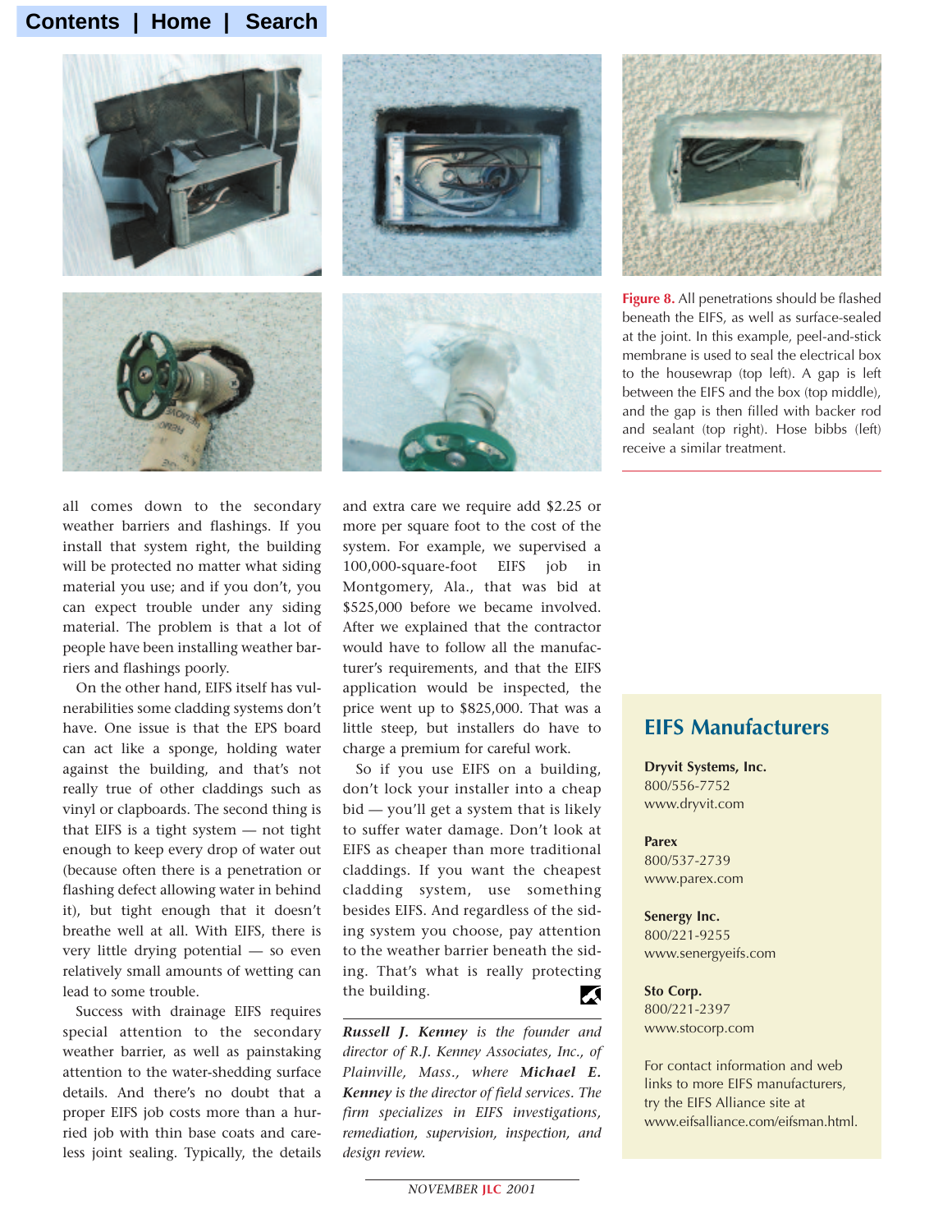Figure 8. All penetrations should be flashed beneath the EIFS, as well as surface-sealed at the joint. In this example, peel-and-stick membrane is used to seal the electrical box to the housewrap (top left). A gap is left between the EIFS and the box (top middle), and the gap is then filled with backer rod and sealant (top right). Hose bibbs (left) receive a similar treatment.

all comes down to the secondary weather barriers and flashings. If you install that system right, the building will be protected no matter what siding material you use; and if you don't, you can expect trouble under any siding material. The problem is that a lot of people have been installing weather barriers and flashings poorly.

On the other hand, EIFS itself has vulnerabilities some cladding systems don't have. One issue is that the EPS board can act like a sponge, holding water against the building, and that's not really true of other claddings such as vinyl or clapboards. The second thing is that EIFS is a tight system — not tight enough to keep every drop of water out (because often there is a penetration or flashing defect allowing water in behind it), but tight enough that it doesn't breathe well at all. With EIFS, there is very little drying potential — so even relatively small amounts of wetting can lead to some trouble.

Success with drainage EIFS requires special attention to the secondary weather barrier, as well as painstaking attention to the water-shedding surface details. And there's no doubt that a proper EIFS job costs more than a hurried job with thin base coats and careless joint sealing. Typically, the details and extra care we require add $2.25 or more per square foot to the cost of the system. For example, we supervised a 100,000-square-foot EIFS job in Montgomery, Ala., that was bid at $525,000 before we became involved. After we explained that the contractor would have to follow all the manufacturer's requirements, and that the EIFS application would be inspected, the price went up to $825,000. That was a little steep, but installers do have to charge a premium for careful work.

So if you use EIFS on a building, don't lock your installer into a cheap bid — you'll get a system that is likely to suffer water damage. Don't look at EIFS as cheaper than more traditional claddings. If you want the cheapest cladding system, use something besides EIFS. And regardless of the siding system you choose, pay attention to the weather barrier beneath the siding. That's what is really protecting the building.

***Russell J. Kenney*** *is the founder and director of R.J. Kenney Associates, Inc., of Plainville, Mass., where* ***Michael E. Kenney*** *is the director of field services. The firm specializes in EIFS investigations, remediation, supervision, inspection, and design review.*

## EIFS Manufacturers

**Dryvit Systems, Inc.**
800/556-7752
www.dryvit.com

**Parex**
800/537-2739
www.parex.com

**Senergy Inc.**
800/221-9255
www.senergyeifs.com

**Sto Corp.**
800/221-2397
www.stocorp.com

For contact information and web links to more EIFS manufacturers, try the EIFS Alliance site at www.eifsalliance.com/eifsman.html.